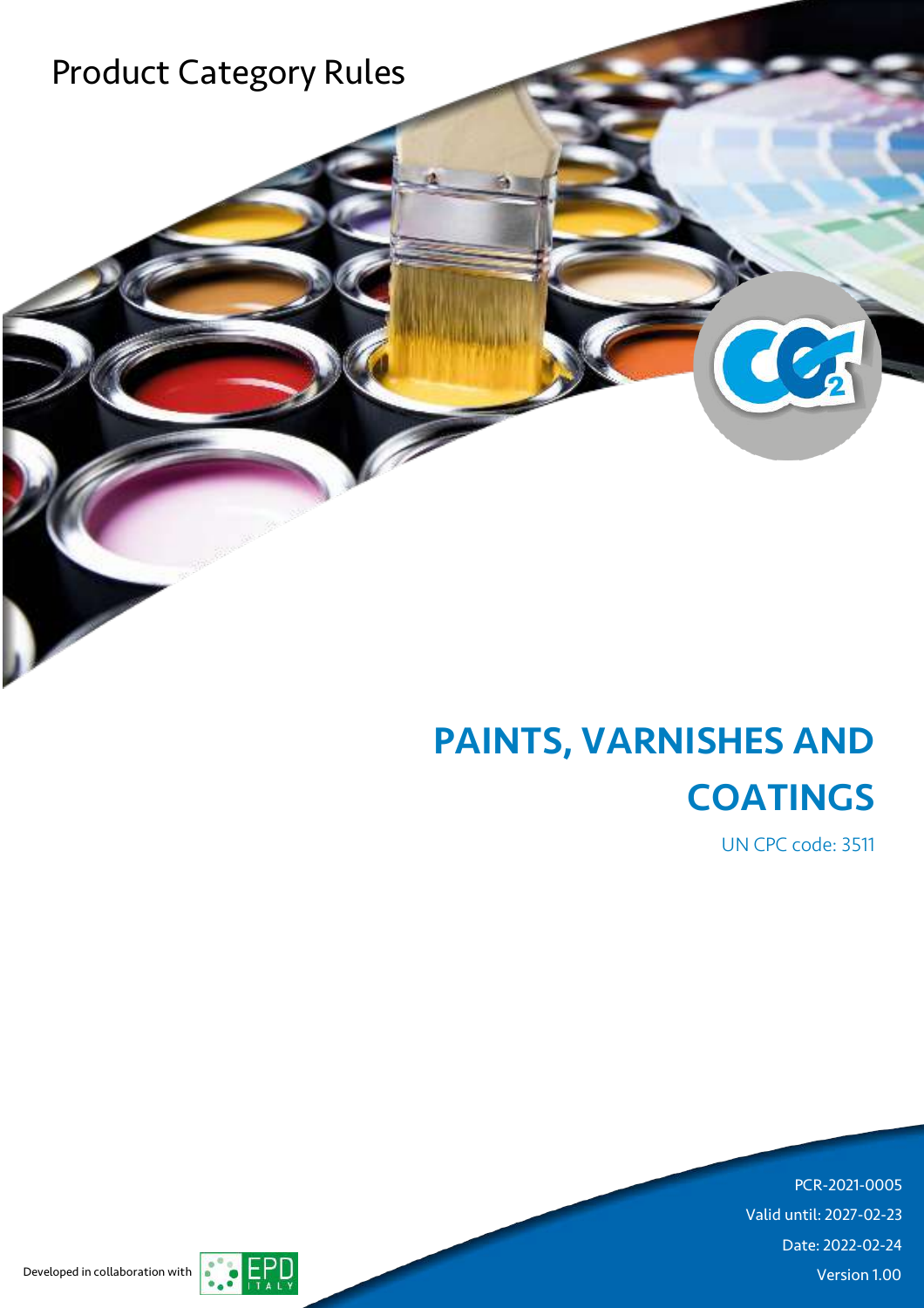Product Category Rules

# PAINTS, VARNISHES AND COATINGS

UN CPC code: 3511

PCR-2021-0005

Valid until: 2027-02-23

Date: 2022-02-24

Version 1.00

Developed in collaboration with EPD ITALY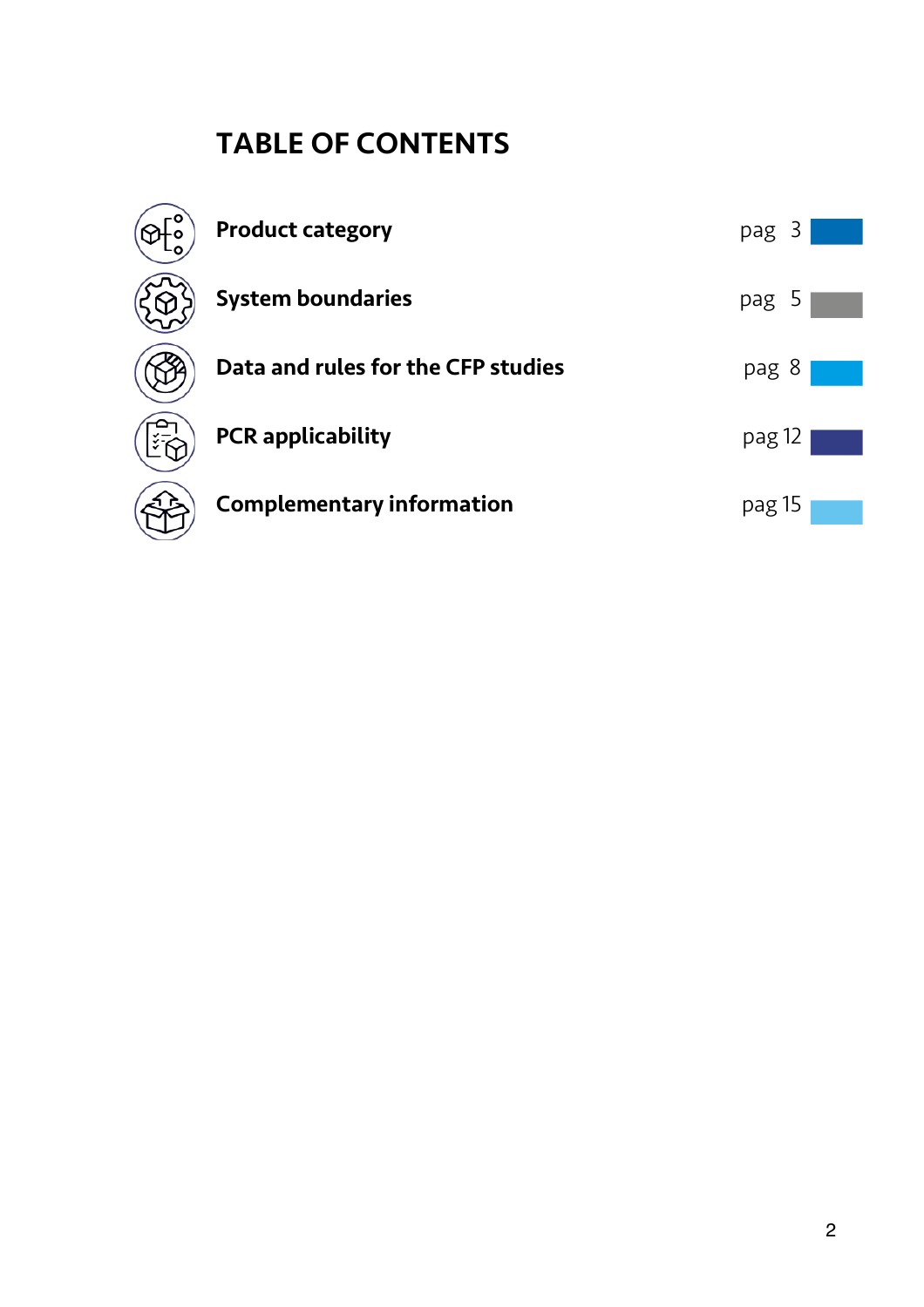# TABLE OF CONTENTS

| | |
|---|---|
| **Product category** | pag 3 |
| **System boundaries** | pag 5 |
| **Data and rules for the CFP studies** | pag 8 |
| **PCR applicability** | pag 12 |
| **Complementary information** | pag 15 |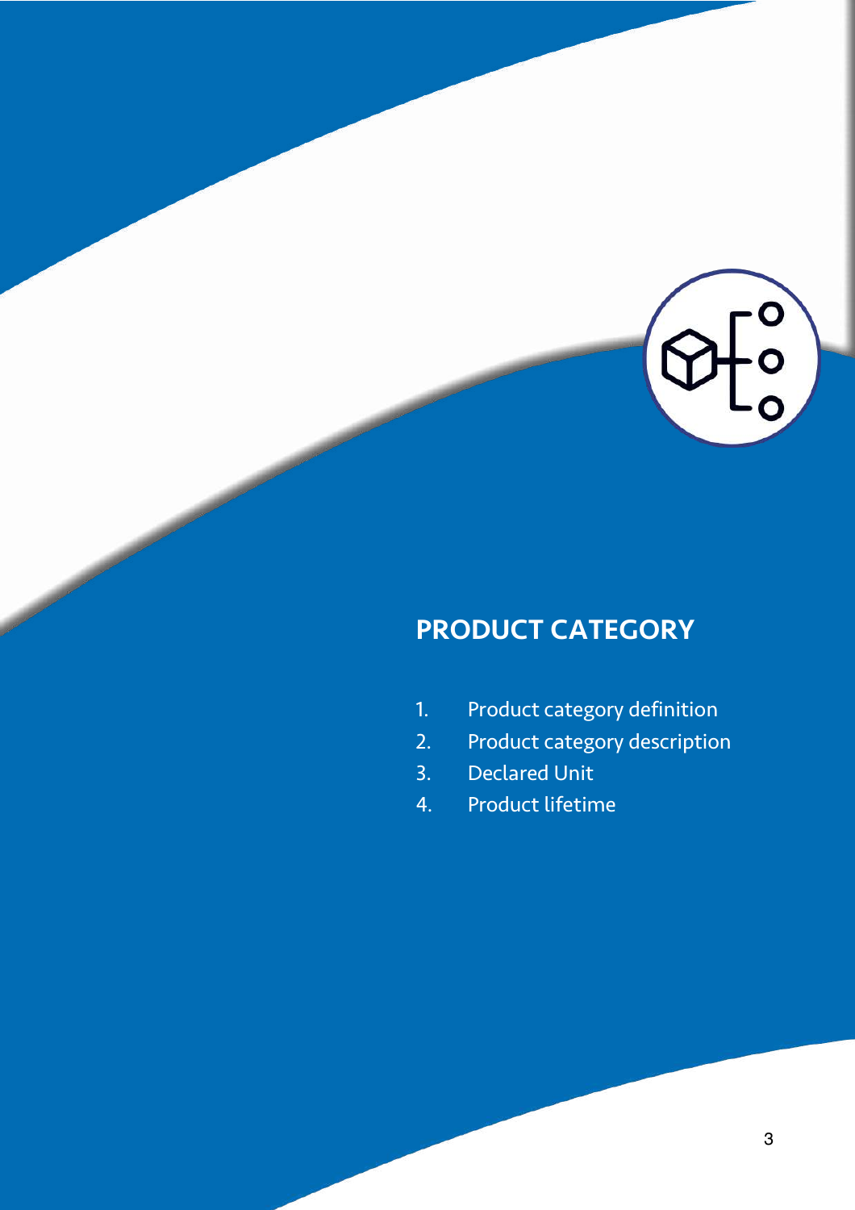# PRODUCT CATEGORY

1. Product category definition
2. Product category description
3. Declared Unit
4. Product lifetime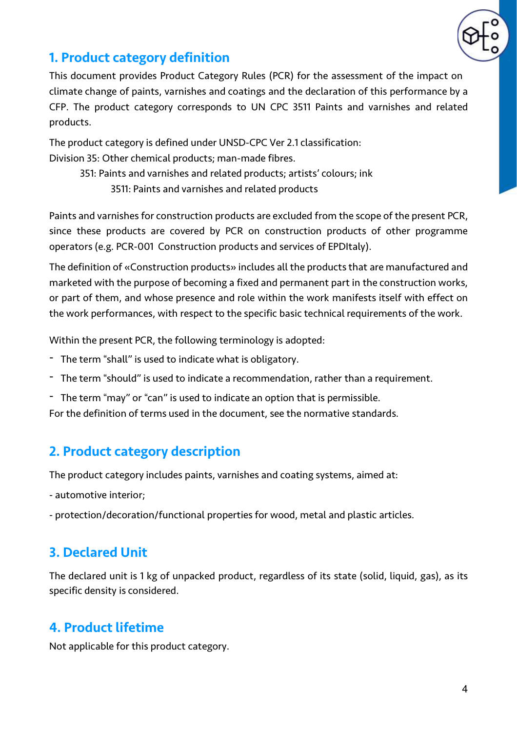## 1. Product category definition

This document provides Product Category Rules (PCR) for the assessment of the impact on climate change of paints, varnishes and coatings and the declaration of this performance by a CFP. The product category corresponds to UN CPC 3511 Paints and varnishes and related products.

The product category is defined under UNSD-CPC Ver 2.1 classification:
Division 35: Other chemical products; man-made fibres.

351: Paints and varnishes and related products; artists' colours; ink

3511: Paints and varnishes and related products

Paints and varnishes for construction products are excluded from the scope of the present PCR, since these products are covered by PCR on construction products of other programme operators (e.g. PCR-001 Construction products and services of EPDItaly).

The definition of «Construction products» includes all the products that are manufactured and marketed with the purpose of becoming a fixed and permanent part in the construction works, or part of them, and whose presence and role within the work manifests itself with effect on the work performances, with respect to the specific basic technical requirements of the work.

Within the present PCR, the following terminology is adopted:

- The term "shall" is used to indicate what is obligatory.
- The term "should" is used to indicate a recommendation, rather than a requirement.
- The term "may" or "can" is used to indicate an option that is permissible.

For the definition of terms used in the document, see the normative standards.

## 2. Product category description

The product category includes paints, varnishes and coating systems, aimed at:

- automotive interior;
- protection/decoration/functional properties for wood, metal and plastic articles.

## 3. Declared Unit

The declared unit is 1 kg of unpacked product, regardless of its state (solid, liquid, gas), as its specific density is considered.

## 4. Product lifetime

Not applicable for this product category.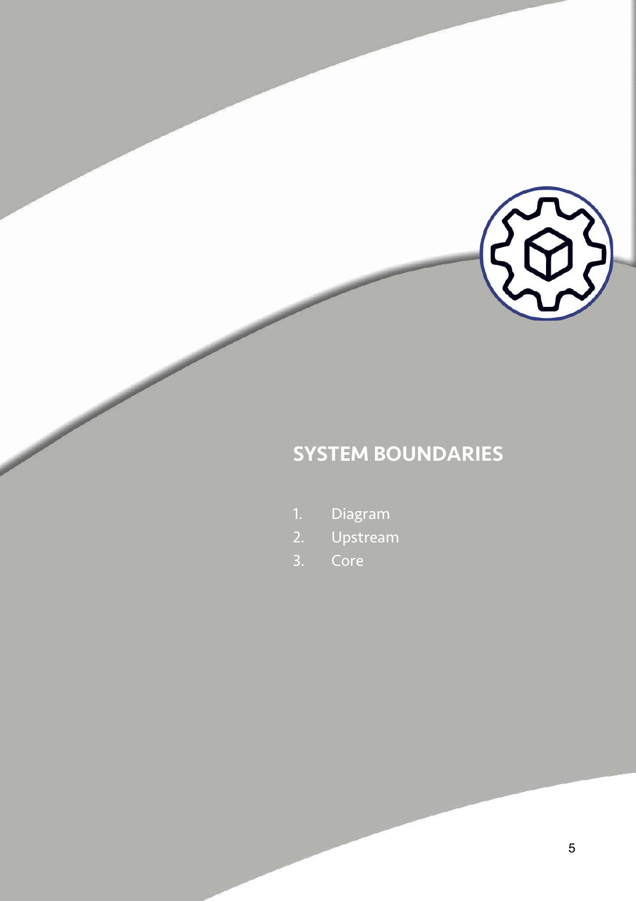# SYSTEM BOUNDARIES

1. Diagram
2. Upstream
3. Core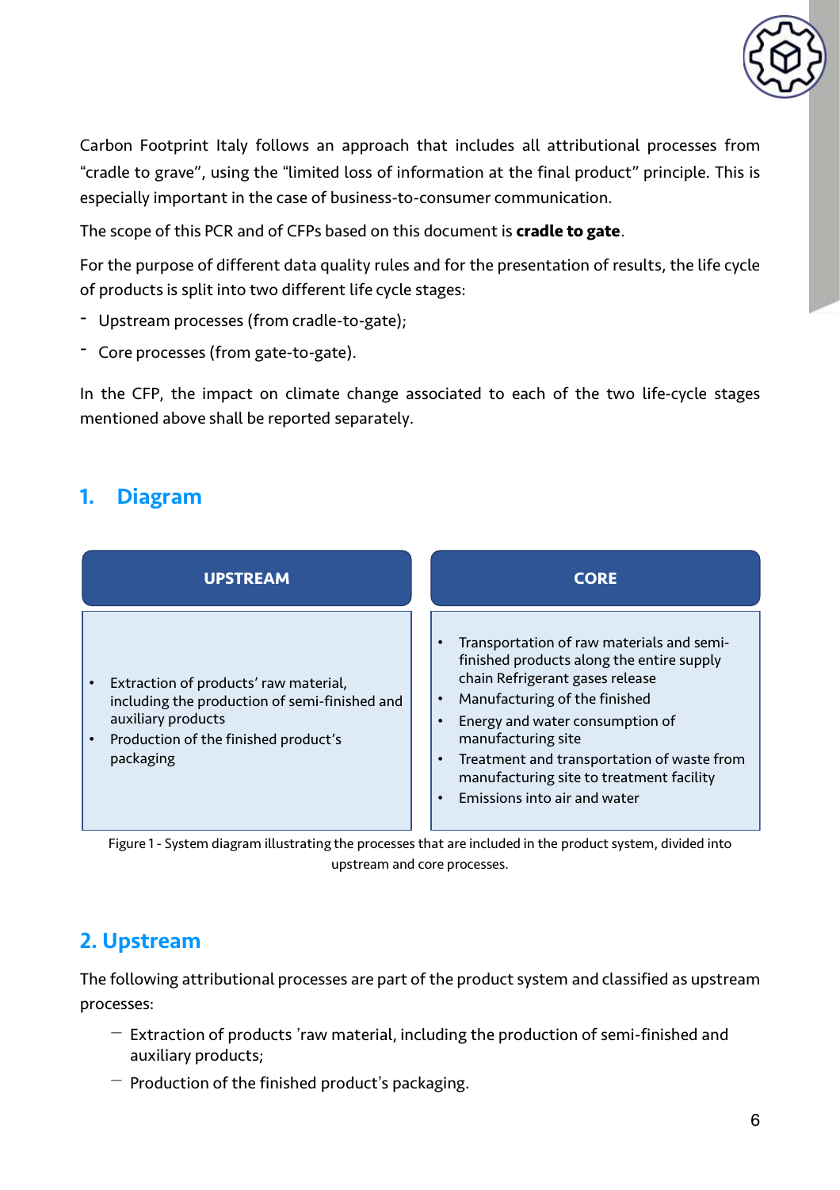Carbon Footprint Italy follows an approach that includes all attributional processes from "cradle to grave", using the "limited loss of information at the final product" principle. This is especially important in the case of business-to-consumer communication.

The scope of this PCR and of CFPs based on this document is **cradle to gate**.

For the purpose of different data quality rules and for the presentation of results, the life cycle of products is split into two different life cycle stages:

- Upstream processes (from cradle-to-gate);
- Core processes (from gate-to-gate).

In the CFP, the impact on climate change associated to each of the two life-cycle stages mentioned above shall be reported separately.

## 1. Diagram

| UPSTREAM | CORE |
|---|---|
| • Extraction of products' raw material, including the production of semi-finished and auxiliary products<br>• Production of the finished product's packaging | • Transportation of raw materials and semi-finished products along the entire supply chain Refrigerant gases release<br>• Manufacturing of the finished<br>• Energy and water consumption of manufacturing site<br>• Treatment and transportation of waste from manufacturing site to treatment facility<br>• Emissions into air and water |

Figure 1 - System diagram illustrating the processes that are included in the product system, divided into upstream and core processes.

## 2. Upstream

The following attributional processes are part of the product system and classified as upstream processes:

- Extraction of products 'raw material, including the production of semi-finished and auxiliary products;
- Production of the finished product's packaging.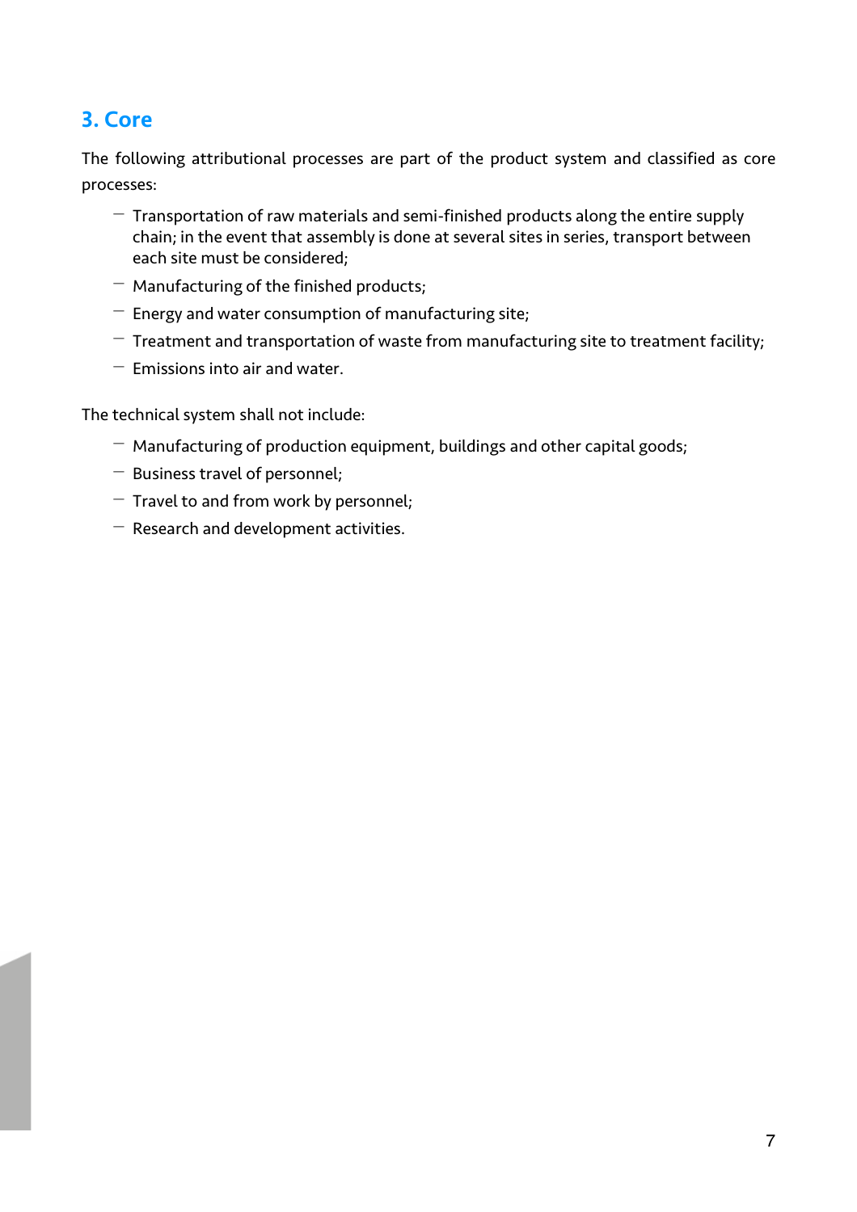## 3. Core

The following attributional processes are part of the product system and classified as core processes:

- Transportation of raw materials and semi-finished products along the entire supply chain; in the event that assembly is done at several sites in series, transport between each site must be considered;
- Manufacturing of the finished products;
- Energy and water consumption of manufacturing site;
- Treatment and transportation of waste from manufacturing site to treatment facility;
- Emissions into air and water.

The technical system shall not include:

- Manufacturing of production equipment, buildings and other capital goods;
- Business travel of personnel;
- Travel to and from work by personnel;
- Research and development activities.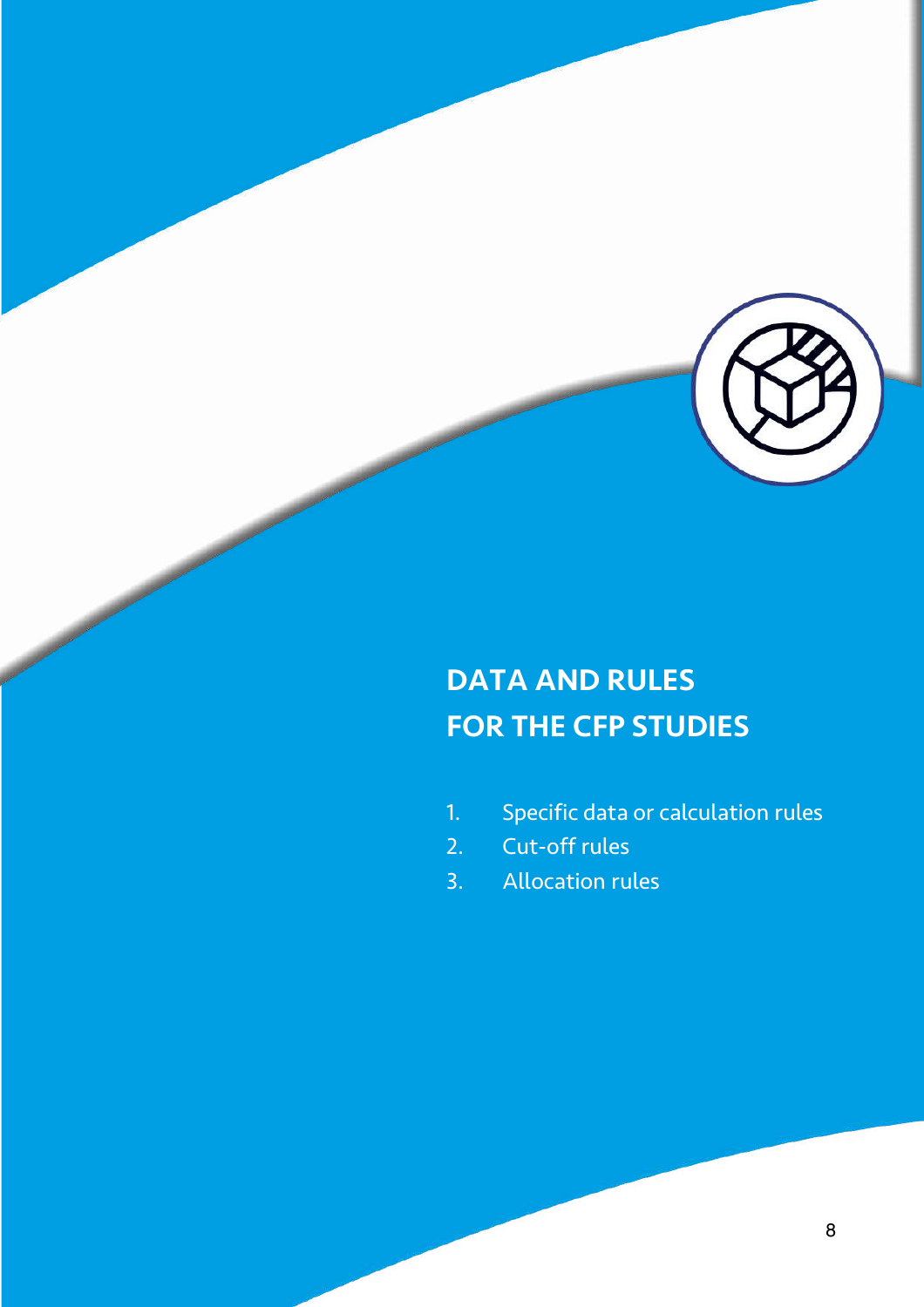# DATA AND RULES FOR THE CFP STUDIES

1. Specific data or calculation rules
2. Cut-off rules
3. Allocation rules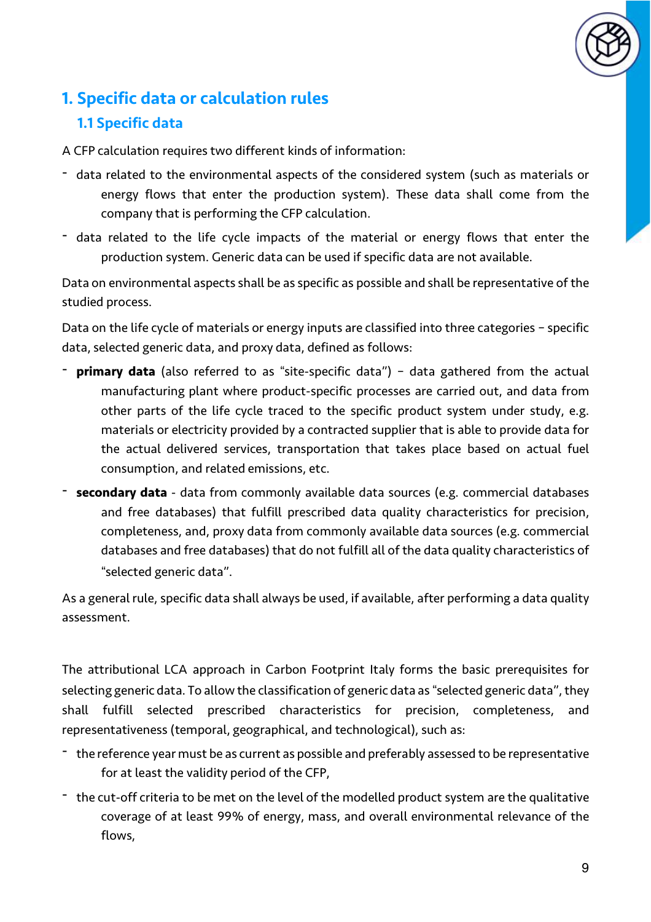# 1. Specific data or calculation rules

## 1.1 Specific data

A CFP calculation requires two different kinds of information:

- data related to the environmental aspects of the considered system (such as materials or energy flows that enter the production system). These data shall come from the company that is performing the CFP calculation.
- data related to the life cycle impacts of the material or energy flows that enter the production system. Generic data can be used if specific data are not available.

Data on environmental aspects shall be as specific as possible and shall be representative of the studied process.

Data on the life cycle of materials or energy inputs are classified into three categories – specific data, selected generic data, and proxy data, defined as follows:

- **primary data** (also referred to as "site-specific data") – data gathered from the actual manufacturing plant where product-specific processes are carried out, and data from other parts of the life cycle traced to the specific product system under study, e.g. materials or electricity provided by a contracted supplier that is able to provide data for the actual delivered services, transportation that takes place based on actual fuel consumption, and related emissions, etc.
- **secondary data** - data from commonly available data sources (e.g. commercial databases and free databases) that fulfill prescribed data quality characteristics for precision, completeness, and, proxy data from commonly available data sources (e.g. commercial databases and free databases) that do not fulfill all of the data quality characteristics of "selected generic data".

As a general rule, specific data shall always be used, if available, after performing a data quality assessment.

The attributional LCA approach in Carbon Footprint Italy forms the basic prerequisites for selecting generic data. To allow the classification of generic data as "selected generic data", they shall fulfill selected prescribed characteristics for precision, completeness, and representativeness (temporal, geographical, and technological), such as:

- the reference year must be as current as possible and preferably assessed to be representative for at least the validity period of the CFP,
- the cut-off criteria to be met on the level of the modelled product system are the qualitative coverage of at least 99% of energy, mass, and overall environmental relevance of the flows,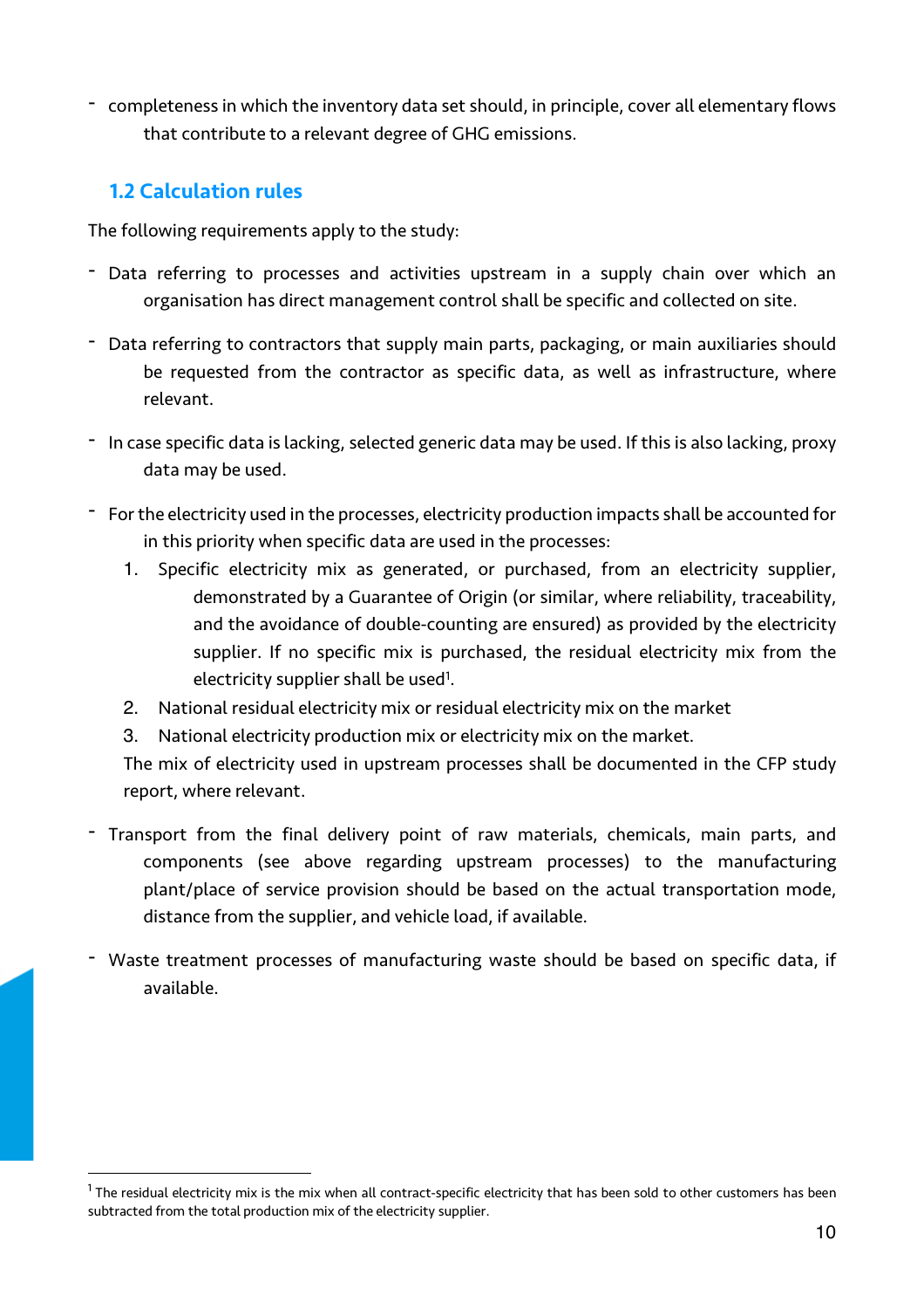- completeness in which the inventory data set should, in principle, cover all elementary flows that contribute to a relevant degree of GHG emissions.

## 1.2 Calculation rules

The following requirements apply to the study:

- Data referring to processes and activities upstream in a supply chain over which an organisation has direct management control shall be specific and collected on site.
- Data referring to contractors that supply main parts, packaging, or main auxiliaries should be requested from the contractor as specific data, as well as infrastructure, where relevant.
- In case specific data is lacking, selected generic data may be used. If this is also lacking, proxy data may be used.
- For the electricity used in the processes, electricity production impacts shall be accounted for in this priority when specific data are used in the processes:
  1. Specific electricity mix as generated, or purchased, from an electricity supplier, demonstrated by a Guarantee of Origin (or similar, where reliability, traceability, and the avoidance of double-counting are ensured) as provided by the electricity supplier. If no specific mix is purchased, the residual electricity mix from the electricity supplier shall be used[1].
  2. National residual electricity mix or residual electricity mix on the market
  3. National electricity production mix or electricity mix on the market.

  The mix of electricity used in upstream processes shall be documented in the CFP study report, where relevant.
- Transport from the final delivery point of raw materials, chemicals, main parts, and components (see above regarding upstream processes) to the manufacturing plant/place of service provision should be based on the actual transportation mode, distance from the supplier, and vehicle load, if available.
- Waste treatment processes of manufacturing waste should be based on specific data, if available.

[1] The residual electricity mix is the mix when all contract-specific electricity that has been sold to other customers has been subtracted from the total production mix of the electricity supplier.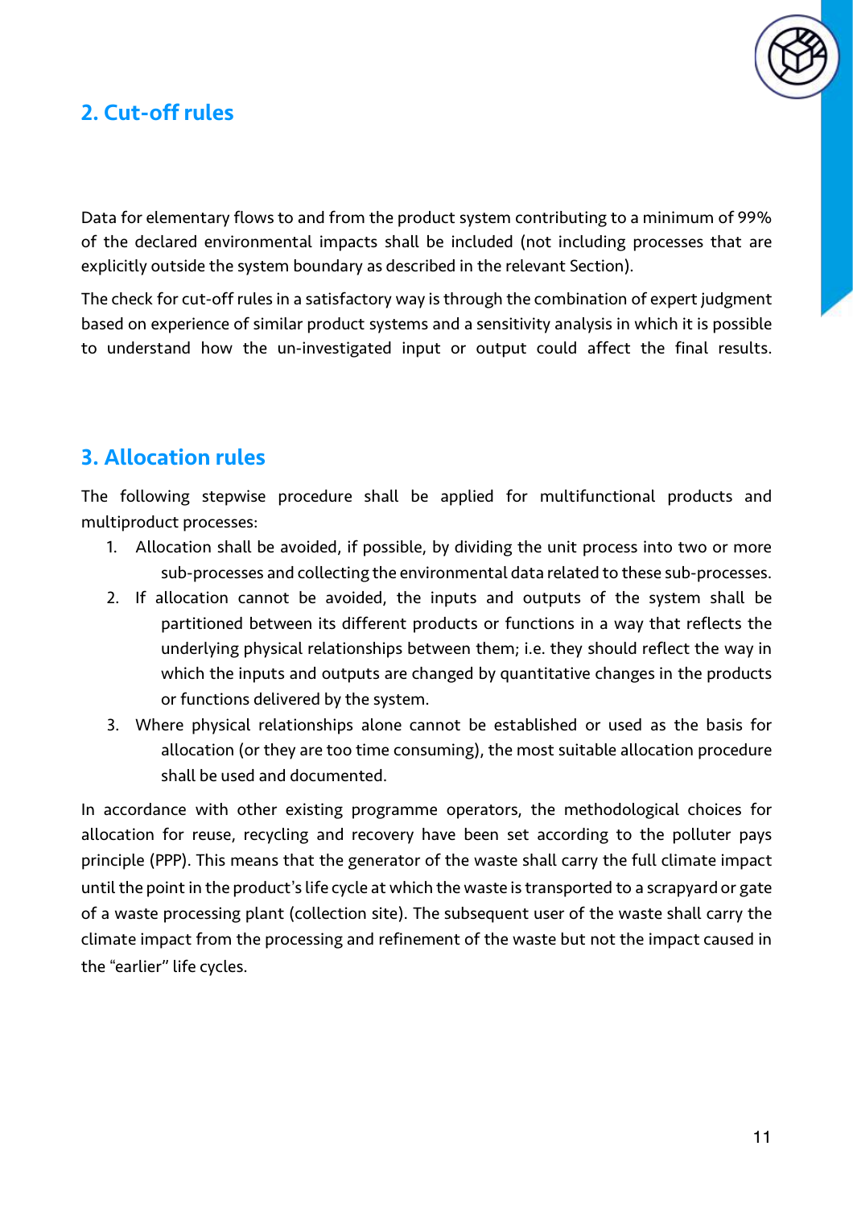## 2. Cut-off rules

Data for elementary flows to and from the product system contributing to a minimum of 99% of the declared environmental impacts shall be included (not including processes that are explicitly outside the system boundary as described in the relevant Section).

The check for cut-off rules in a satisfactory way is through the combination of expert judgment based on experience of similar product systems and a sensitivity analysis in which it is possible to understand how the un-investigated input or output could affect the final results.

## 3. Allocation rules

The following stepwise procedure shall be applied for multifunctional products and multiproduct processes:

1. Allocation shall be avoided, if possible, by dividing the unit process into two or more sub-processes and collecting the environmental data related to these sub-processes.
2. If allocation cannot be avoided, the inputs and outputs of the system shall be partitioned between its different products or functions in a way that reflects the underlying physical relationships between them; i.e. they should reflect the way in which the inputs and outputs are changed by quantitative changes in the products or functions delivered by the system.
3. Where physical relationships alone cannot be established or used as the basis for allocation (or they are too time consuming), the most suitable allocation procedure shall be used and documented.

In accordance with other existing programme operators, the methodological choices for allocation for reuse, recycling and recovery have been set according to the polluter pays principle (PPP). This means that the generator of the waste shall carry the full climate impact until the point in the product's life cycle at which the waste is transported to a scrapyard or gate of a waste processing plant (collection site). The subsequent user of the waste shall carry the climate impact from the processing and refinement of the waste but not the impact caused in the "earlier" life cycles.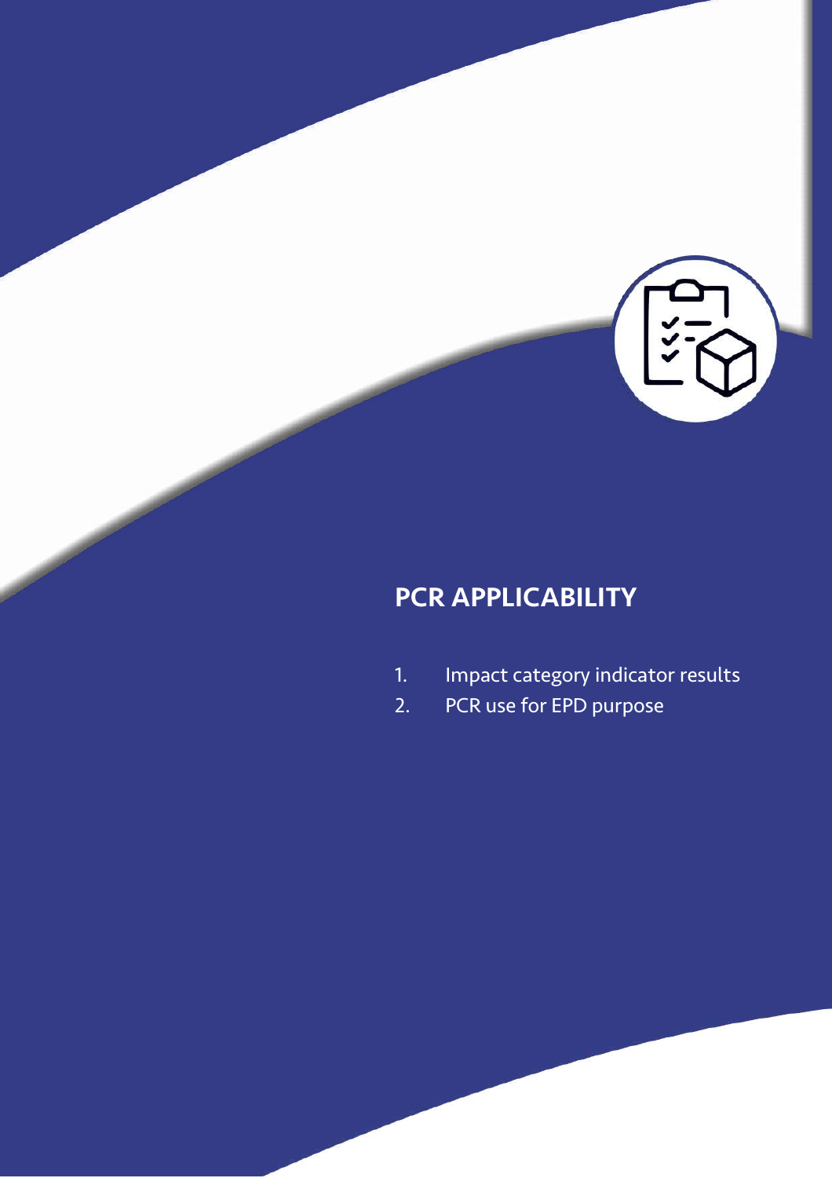## PCR APPLICABILITY

1. Impact category indicator results
2. PCR use for EPD purpose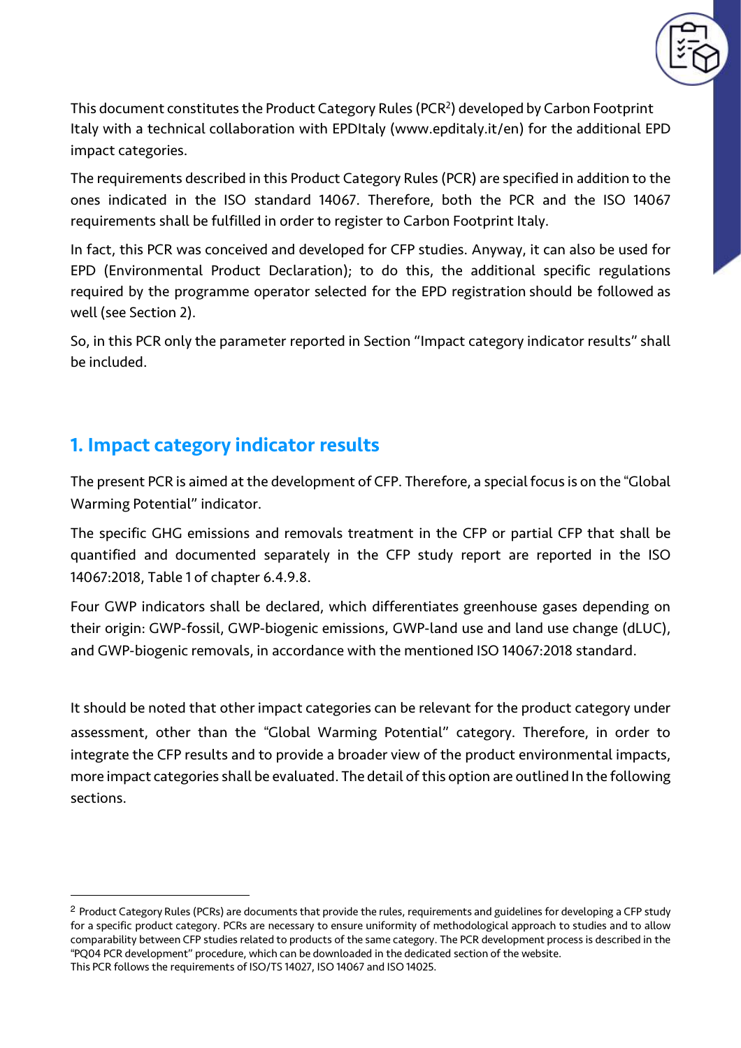This document constitutes the Product Category Rules (PCR[2]) developed by Carbon Footprint Italy with a technical collaboration with EPDItaly (www.epditaly.it/en) for the additional EPD impact categories.

The requirements described in this Product Category Rules (PCR) are specified in addition to the ones indicated in the ISO standard 14067. Therefore, both the PCR and the ISO 14067 requirements shall be fulfilled in order to register to Carbon Footprint Italy.

In fact, this PCR was conceived and developed for CFP studies. Anyway, it can also be used for EPD (Environmental Product Declaration); to do this, the additional specific regulations required by the programme operator selected for the EPD registration should be followed as well (see Section 2).

So, in this PCR only the parameter reported in Section "Impact category indicator results" shall be included.

## 1. Impact category indicator results

The present PCR is aimed at the development of CFP. Therefore, a special focus is on the "Global Warming Potential" indicator.

The specific GHG emissions and removals treatment in the CFP or partial CFP that shall be quantified and documented separately in the CFP study report are reported in the ISO 14067:2018, Table 1 of chapter 6.4.9.8.

Four GWP indicators shall be declared, which differentiates greenhouse gases depending on their origin: GWP-fossil, GWP-biogenic emissions, GWP-land use and land use change (dLUC), and GWP-biogenic removals, in accordance with the mentioned ISO 14067:2018 standard.

It should be noted that other impact categories can be relevant for the product category under assessment, other than the "Global Warming Potential" category. Therefore, in order to integrate the CFP results and to provide a broader view of the product environmental impacts, more impact categories shall be evaluated. The detail of this option are outlined In the following sections.

---

[2] Product Category Rules (PCRs) are documents that provide the rules, requirements and guidelines for developing a CFP study for a specific product category. PCRs are necessary to ensure uniformity of methodological approach to studies and to allow comparability between CFP studies related to products of the same category. The PCR development process is described in the "PQ04 PCR development" procedure, which can be downloaded in the dedicated section of the website.
This PCR follows the requirements of ISO/TS 14027, ISO 14067 and ISO 14025.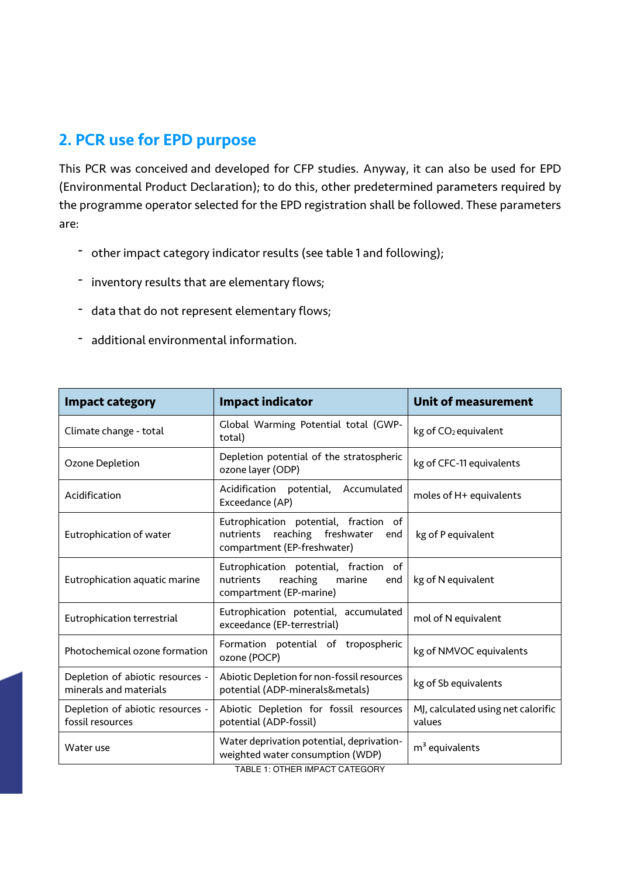## 2. PCR use for EPD purpose

This PCR was conceived and developed for CFP studies. Anyway, it can also be used for EPD (Environmental Product Declaration); to do this, other predetermined parameters required by the programme operator selected for the EPD registration shall be followed. These parameters are:

- other impact category indicator results (see table 1 and following);
- inventory results that are elementary flows;
- data that do not represent elementary flows;
- additional environmental information.

| Impact category | Impact indicator | Unit of measurement |
|---|---|---|
| Climate change - total | Global Warming Potential total (GWP-total) | kg of $CO_2$ equivalent |
| Ozone Depletion | Depletion potential of the stratospheric ozone layer (ODP) | kg of CFC-11 equivalents |
| Acidification | Acidification potential, Accumulated Exceedance (AP) | moles of H+ equivalents |
| Eutrophication of water | Eutrophication potential, fraction of nutrients reaching freshwater end compartment (EP-freshwater) | kg of P equivalent |
| Eutrophication aquatic marine | Eutrophication potential, fraction of nutrients reaching marine end compartment (EP-marine) | kg of N equivalent |
| Eutrophication terrestrial | Eutrophication potential, accumulated exceedance (EP-terrestrial) | mol of N equivalent |
| Photochemical ozone formation | Formation potential of tropospheric ozone (POCP) | kg of NMVOC equivalents |
| Depletion of abiotic resources - minerals and materials | Abiotic Depletion for non-fossil resources potential (ADP-minerals&metals) | kg of Sb equivalents |
| Depletion of abiotic resources - fossil resources | Abiotic Depletion for fossil resources potential (ADP-fossil) | MJ, calculated using net calorific values |
| Water use | Water deprivation potential, deprivation-weighted water consumption (WDP) | $m^3$ equivalents |

TABLE 1: OTHER IMPACT CATEGORY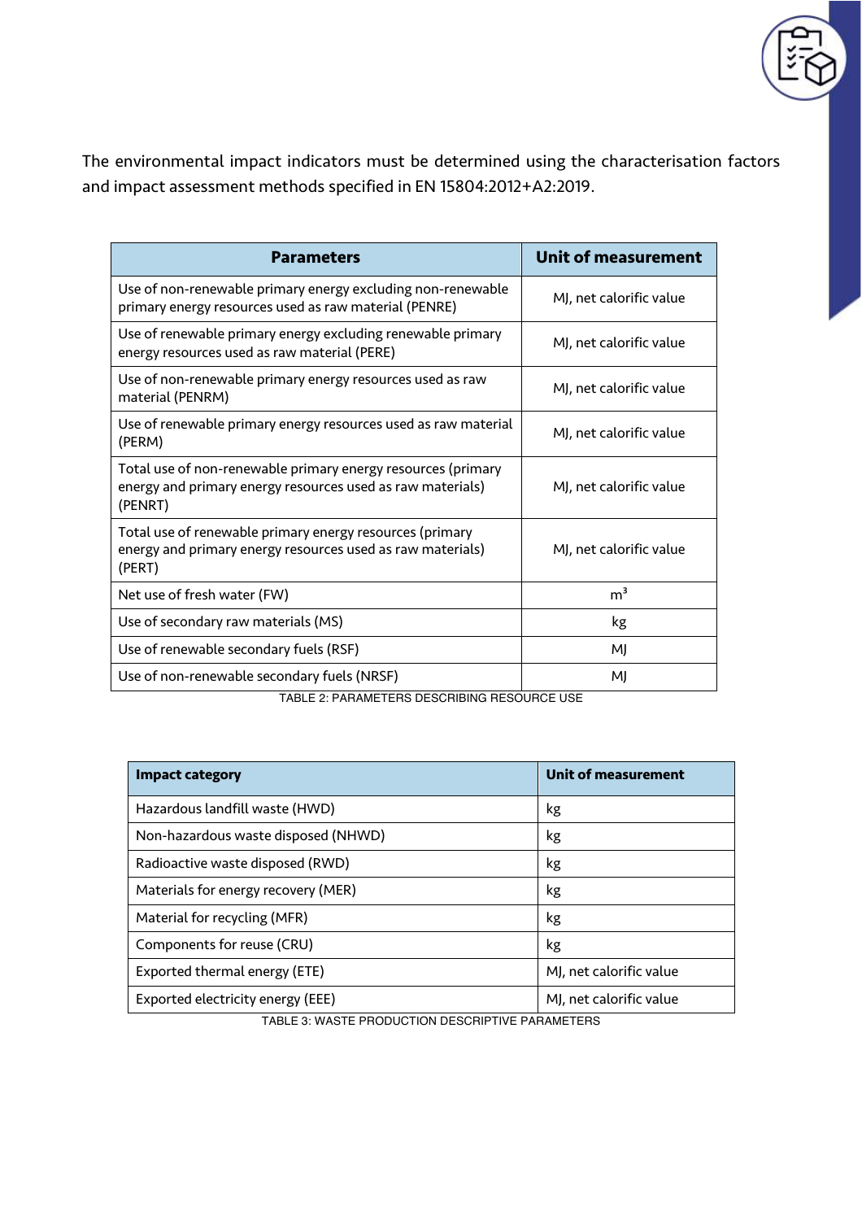The environmental impact indicators must be determined using the characterisation factors and impact assessment methods specified in EN 15804:2012+A2:2019.

| Parameters | Unit of measurement |
| --- | --- |
| Use of non-renewable primary energy excluding non-renewable primary energy resources used as raw material (PENRE) | MJ, net calorific value |
| Use of renewable primary energy excluding renewable primary energy resources used as raw material (PERE) | MJ, net calorific value |
| Use of non-renewable primary energy resources used as raw material (PENRM) | MJ, net calorific value |
| Use of renewable primary energy resources used as raw material (PERM) | MJ, net calorific value |
| Total use of non-renewable primary energy resources (primary energy and primary energy resources used as raw materials) (PENRT) | MJ, net calorific value |
| Total use of renewable primary energy resources (primary energy and primary energy resources used as raw materials) (PERT) | MJ, net calorific value |
| Net use of fresh water (FW) | $m^3$ |
| Use of secondary raw materials (MS) | kg |
| Use of renewable secondary fuels (RSF) | MJ |
| Use of non-renewable secondary fuels (NRSF) | MJ |

TABLE 2: PARAMETERS DESCRIBING RESOURCE USE

| Impact category | Unit of measurement |
| --- | --- |
| Hazardous landfill waste (HWD) | kg |
| Non-hazardous waste disposed (NHWD) | kg |
| Radioactive waste disposed (RWD) | kg |
| Materials for energy recovery (MER) | kg |
| Material for recycling (MFR) | kg |
| Components for reuse (CRU) | kg |
| Exported thermal energy (ETE) | MJ, net calorific value |
| Exported electricity energy (EEE) | MJ, net calorific value |

TABLE 3: WASTE PRODUCTION DESCRIPTIVE PARAMETERS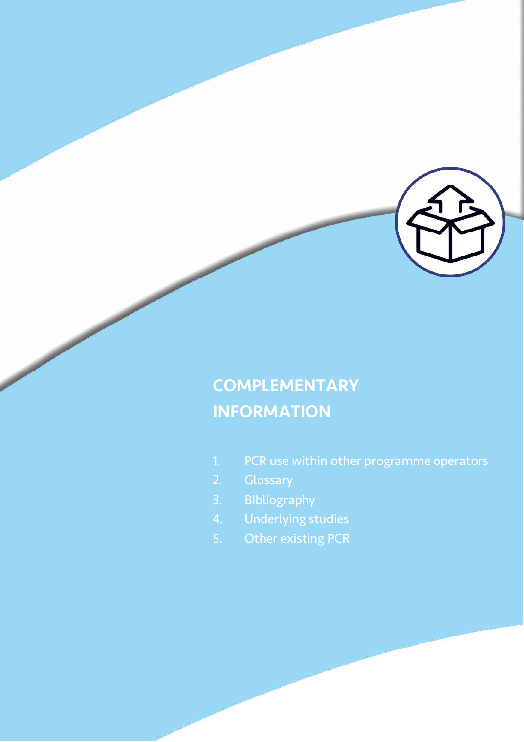# COMPLEMENTARY INFORMATION

1. PCR use within other programme operators
2. Glossary
3. BIbliography
4. Underlying studies
5. Other existing PCR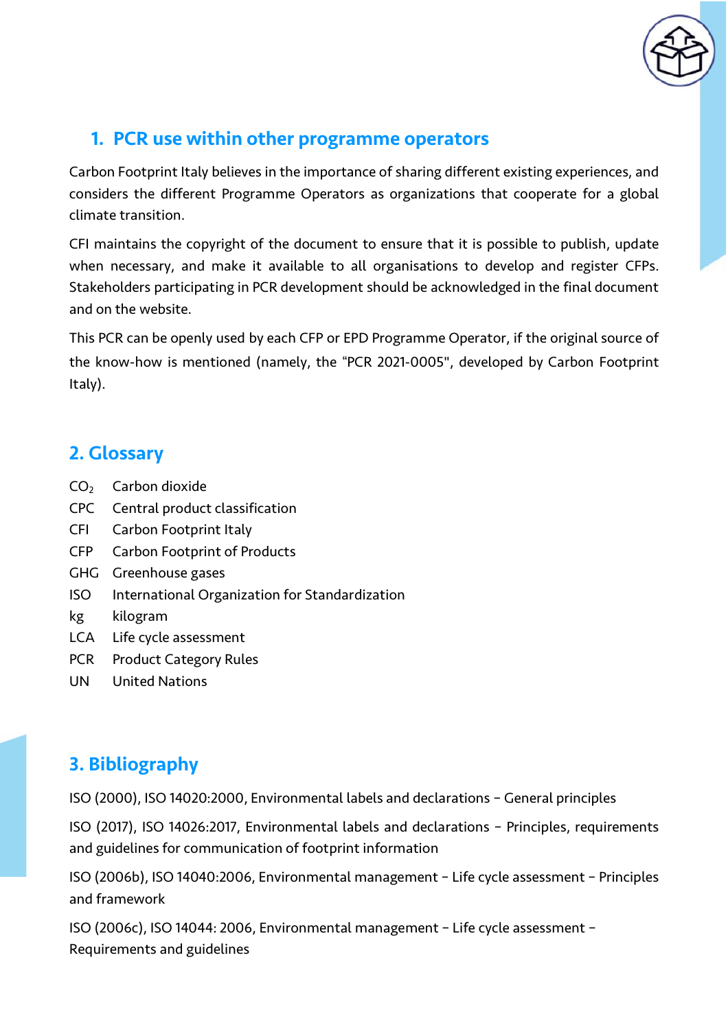## 1. PCR use within other programme operators

Carbon Footprint Italy believes in the importance of sharing different existing experiences, and considers the different Programme Operators as organizations that cooperate for a global climate transition.

CFI maintains the copyright of the document to ensure that it is possible to publish, update when necessary, and make it available to all organisations to develop and register CFPs. Stakeholders participating in PCR development should be acknowledged in the final document and on the website.

This PCR can be openly used by each CFP or EPD Programme Operator, if the original source of the know-how is mentioned (namely, the "PCR 2021-0005", developed by Carbon Footprint Italy).

## 2. Glossary

| | |
|---|---|
| $CO_2$ | Carbon dioxide |
| CPC | Central product classification |
| CFI | Carbon Footprint Italy |
| CFP | Carbon Footprint of Products |
| GHG | Greenhouse gases |
| ISO | International Organization for Standardization |
| kg | kilogram |
| LCA | Life cycle assessment |
| PCR | Product Category Rules |
| UN | United Nations |

## 3. Bibliography

ISO (2000), ISO 14020:2000, Environmental labels and declarations – General principles

ISO (2017), ISO 14026:2017, Environmental labels and declarations – Principles, requirements and guidelines for communication of footprint information

ISO (2006b), ISO 14040:2006, Environmental management – Life cycle assessment – Principles and framework

ISO (2006c), ISO 14044: 2006, Environmental management – Life cycle assessment – Requirements and guidelines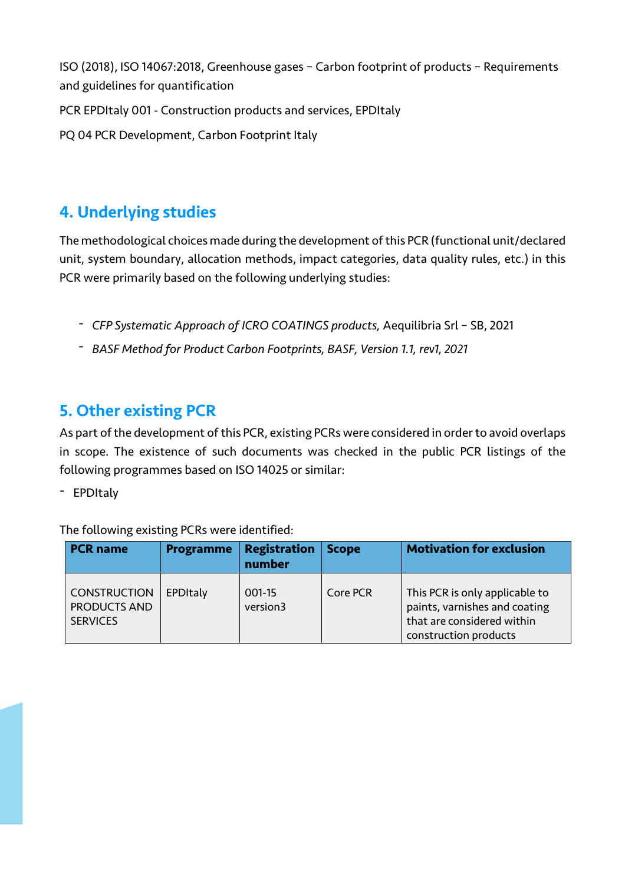ISO (2018), ISO 14067:2018, Greenhouse gases – Carbon footprint of products – Requirements and guidelines for quantification

PCR EPDItaly 001 - Construction products and services, EPDItaly

PQ 04 PCR Development, Carbon Footprint Italy

## 4. Underlying studies

The methodological choices made during the development of this PCR (functional unit/declared unit, system boundary, allocation methods, impact categories, data quality rules, etc.) in this PCR were primarily based on the following underlying studies:

- *CFP Systematic Approach of ICRO COATINGS products,* Aequilibria Srl – SB, 2021
- *BASF Method for Product Carbon Footprints, BASF, Version 1.1, rev1, 2021*

## 5. Other existing PCR

As part of the development of this PCR, existing PCRs were considered in order to avoid overlaps in scope. The existence of such documents was checked in the public PCR listings of the following programmes based on ISO 14025 or similar:

- EPDItaly

The following existing PCRs were identified:

| PCR name | Programme | Registration number | Scope | Motivation for exclusion |
|---|---|---|---|---|
| CONSTRUCTION PRODUCTS AND SERVICES | EPDItaly | 001-15 version3 | Core PCR | This PCR is only applicable to paints, varnishes and coating that are considered within construction products |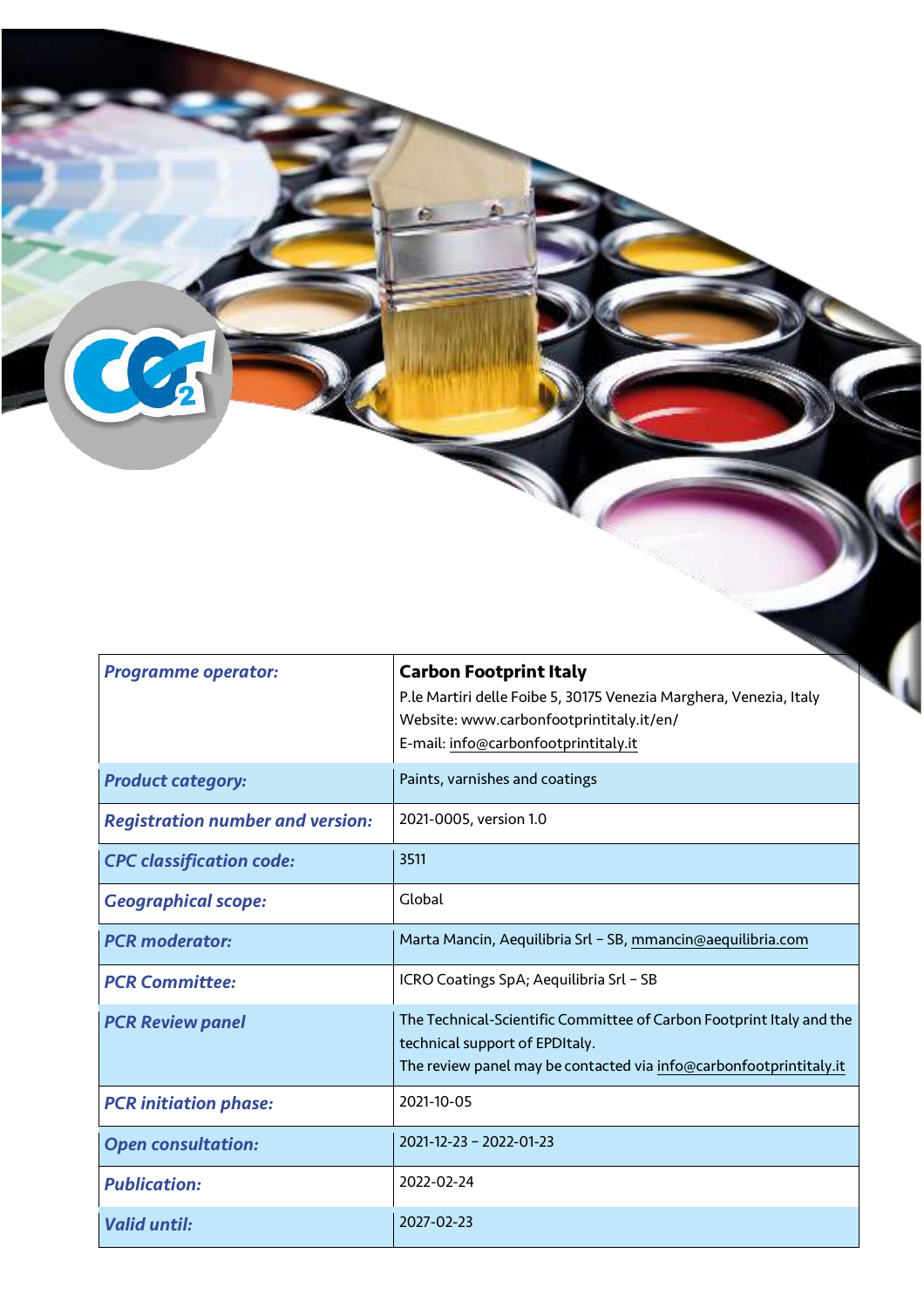| | |
|---|---|
| ***Programme operator:*** | **Carbon Footprint Italy**<br>P.le Martiri delle Foibe 5, 30175 Venezia Marghera, Venezia, Italy<br>Website: www.carbonfootprintitaly.it/en/<br>E-mail: info@carbonfootprintitaly.it |
| ***Product category:*** | Paints, varnishes and coatings |
| ***Registration number and version:*** | 2021-0005, version 1.0 |
| ***CPC classification code:*** | 3511 |
| ***Geographical scope:*** | Global |
| ***PCR moderator:*** | Marta Mancin, Aequilibria Srl – SB, mmancin@aequilibria.com |
| ***PCR Committee:*** | ICRO Coatings SpA; Aequilibria Srl – SB |
| ***PCR Review panel*** | The Technical-Scientific Committee of Carbon Footprint Italy and the technical support of EPDItaly.<br>The review panel may be contacted via info@carbonfootprintitaly.it |
| ***PCR initiation phase:*** | 2021-10-05 |
| ***Open consultation:*** | 2021-12-23 – 2022-01-23 |
| ***Publication:*** | 2022-02-24 |
| ***Valid until:*** | 2027-02-23 |